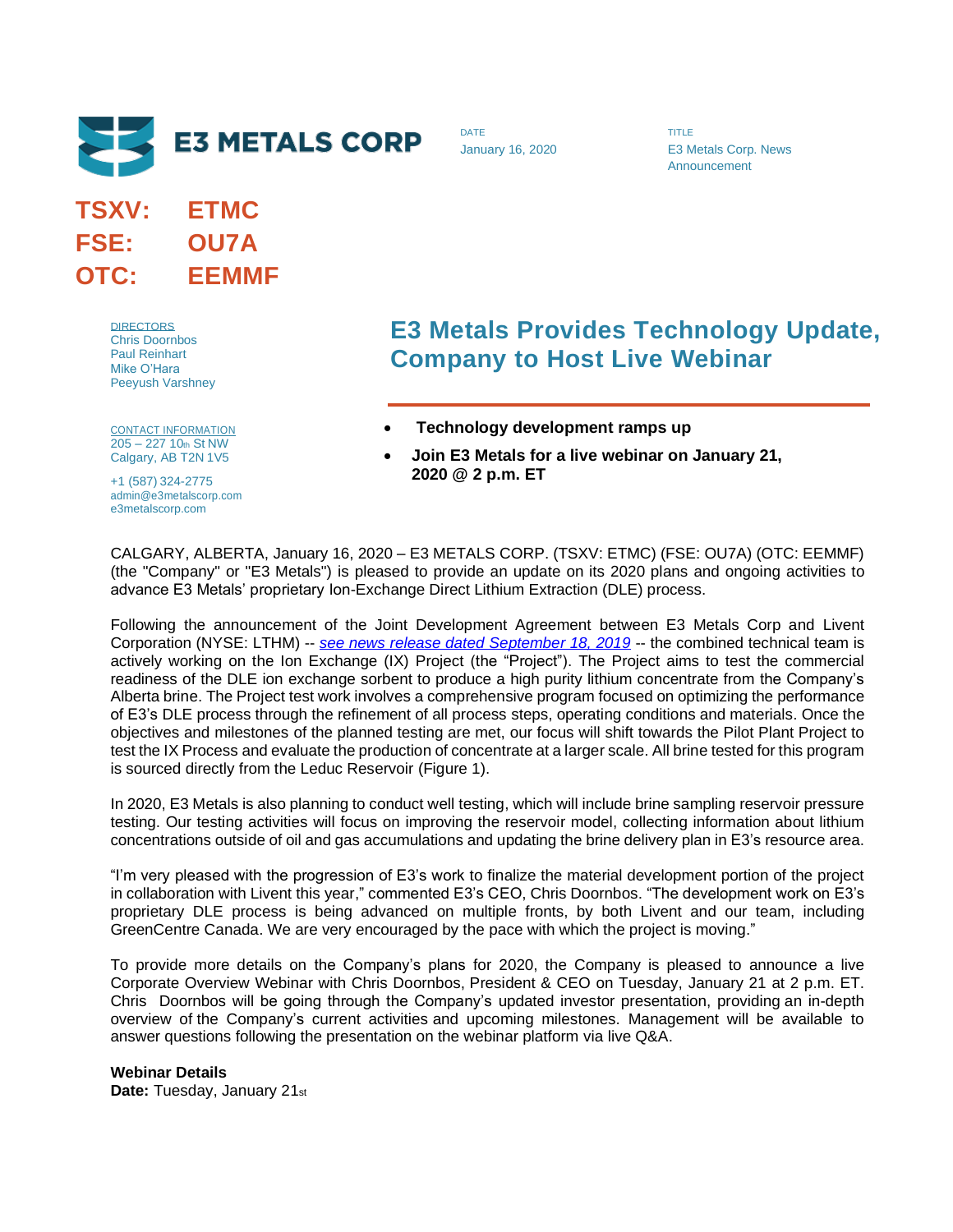E3 METALS CORP

DATE
January 16, 2020

TITLE
E3 Metals Corp. News Announcement

**TSXV: ETMC**
**FSE: OU7A**
**OTC: EEMMF**

DIRECTORS
Chris Doornbos
Paul Reinhart
Mike O'Hara
Peeyush Varshney

CONTACT INFORMATION
205 – 227 10th St NW
Calgary, AB T2N 1V5

+1 (587) 324-2775
admin@e3metalscorp.com
e3metalscorp.com

# E3 Metals Provides Technology Update, Company to Host Live Webinar

- **Technology development ramps up**
- **Join E3 Metals for a live webinar on January 21, 2020 @ 2 p.m. ET**

CALGARY, ALBERTA, January 16, 2020 – E3 METALS CORP. (TSXV: ETMC) (FSE: OU7A) (OTC: EEMMF) (the "Company" or "E3 Metals") is pleased to provide an update on its 2020 plans and ongoing activities to advance E3 Metals' proprietary Ion-Exchange Direct Lithium Extraction (DLE) process.

Following the announcement of the Joint Development Agreement between E3 Metals Corp and Livent Corporation (NYSE: LTHM) -- *see news release dated September 18, 2019* -- the combined technical team is actively working on the Ion Exchange (IX) Project (the "Project"). The Project aims to test the commercial readiness of the DLE ion exchange sorbent to produce a high purity lithium concentrate from the Company's Alberta brine. The Project test work involves a comprehensive program focused on optimizing the performance of E3's DLE process through the refinement of all process steps, operating conditions and materials. Once the objectives and milestones of the planned testing are met, our focus will shift towards the Pilot Plant Project to test the IX Process and evaluate the production of concentrate at a larger scale. All brine tested for this program is sourced directly from the Leduc Reservoir (Figure 1).

In 2020, E3 Metals is also planning to conduct well testing, which will include brine sampling reservoir pressure testing. Our testing activities will focus on improving the reservoir model, collecting information about lithium concentrations outside of oil and gas accumulations and updating the brine delivery plan in E3's resource area.

"I'm very pleased with the progression of E3's work to finalize the material development portion of the project in collaboration with Livent this year," commented E3's CEO, Chris Doornbos. "The development work on E3's proprietary DLE process is being advanced on multiple fronts, by both Livent and our team, including GreenCentre Canada. We are very encouraged by the pace with which the project is moving."

To provide more details on the Company's plans for 2020, the Company is pleased to announce a live Corporate Overview Webinar with Chris Doornbos, President & CEO on Tuesday, January 21 at 2 p.m. ET. Chris Doornbos will be going through the Company's updated investor presentation, providing an in-depth overview of the Company's current activities and upcoming milestones. Management will be available to answer questions following the presentation on the webinar platform via live Q&A.

**Webinar Details**
**Date:** Tuesday, January 21st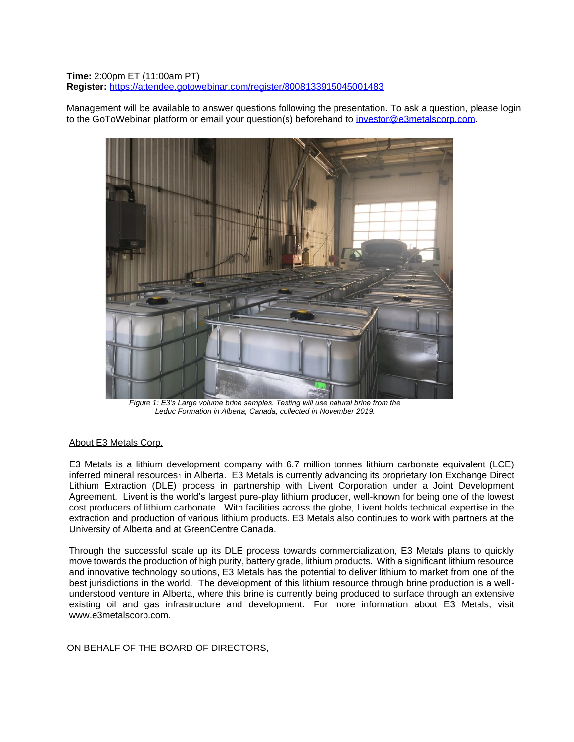**Time:** 2:00pm ET (11:00am PT)
**Register:** [https://attendee.gotowebinar.com/register/8008133915045001483](https://attendee.gotowebinar.com/register/8008133915045001483)

Management will be available to answer questions following the presentation. To ask a question, please login to the GoToWebinar platform or email your question(s) beforehand to [investor@e3metalscorp.com](mailto:investor@e3metalscorp.com).

*Figure 1: E3's Large volume brine samples. Testing will use natural brine from the Leduc Formation in Alberta, Canada, collected in November 2019.*

<u>About E3 Metals Corp.</u>

E3 Metals is a lithium development company with 6.7 million tonnes lithium carbonate equivalent (LCE) inferred mineral resources[1] in Alberta. E3 Metals is currently advancing its proprietary Ion Exchange Direct Lithium Extraction (DLE) process in partnership with Livent Corporation under a Joint Development Agreement. Livent is the world's largest pure-play lithium producer, well-known for being one of the lowest cost producers of lithium carbonate. With facilities across the globe, Livent holds technical expertise in the extraction and production of various lithium products. E3 Metals also continues to work with partners at the University of Alberta and at GreenCentre Canada.

Through the successful scale up its DLE process towards commercialization, E3 Metals plans to quickly move towards the production of high purity, battery grade, lithium products. With a significant lithium resource and innovative technology solutions, E3 Metals has the potential to deliver lithium to market from one of the best jurisdictions in the world. The development of this lithium resource through brine production is a well-understood venture in Alberta, where this brine is currently being produced to surface through an extensive existing oil and gas infrastructure and development. For more information about E3 Metals, visit www.e3metalscorp.com.

ON BEHALF OF THE BOARD OF DIRECTORS,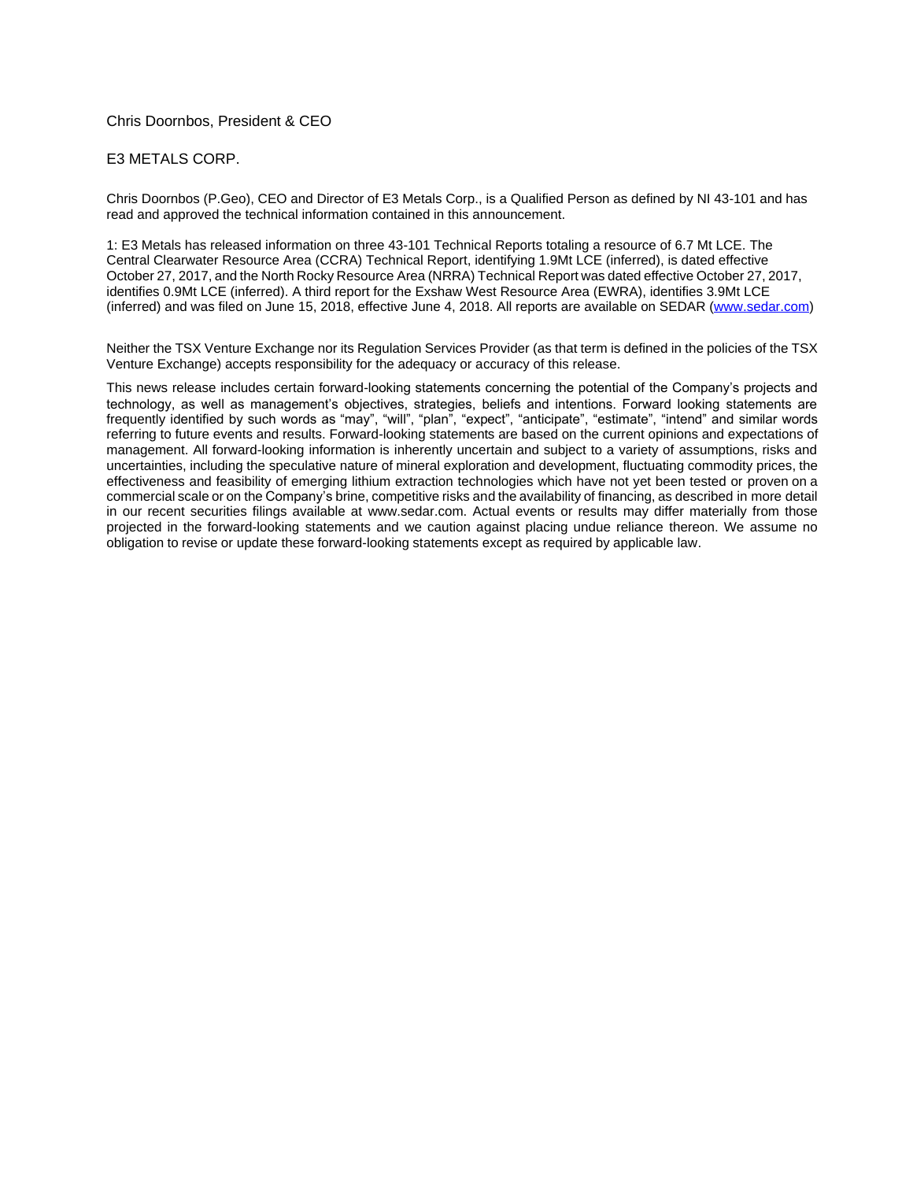Chris Doornbos, President & CEO

E3 METALS CORP.

Chris Doornbos (P.Geo), CEO and Director of E3 Metals Corp., is a Qualified Person as defined by NI 43-101 and has read and approved the technical information contained in this announcement.

1: E3 Metals has released information on three 43-101 Technical Reports totaling a resource of 6.7 Mt LCE. The Central Clearwater Resource Area (CCRA) Technical Report, identifying 1.9Mt LCE (inferred), is dated effective October 27, 2017, and the North Rocky Resource Area (NRRA) Technical Report was dated effective October 27, 2017, identifies 0.9Mt LCE (inferred). A third report for the Exshaw West Resource Area (EWRA), identifies 3.9Mt LCE (inferred) and was filed on June 15, 2018, effective June 4, 2018. All reports are available on SEDAR ([www.sedar.com](http://www.sedar.com))

Neither the TSX Venture Exchange nor its Regulation Services Provider (as that term is defined in the policies of the TSX Venture Exchange) accepts responsibility for the adequacy or accuracy of this release.

This news release includes certain forward-looking statements concerning the potential of the Company's projects and technology, as well as management's objectives, strategies, beliefs and intentions. Forward looking statements are frequently identified by such words as "may", "will", "plan", "expect", "anticipate", "estimate", "intend" and similar words referring to future events and results. Forward-looking statements are based on the current opinions and expectations of management. All forward-looking information is inherently uncertain and subject to a variety of assumptions, risks and uncertainties, including the speculative nature of mineral exploration and development, fluctuating commodity prices, the effectiveness and feasibility of emerging lithium extraction technologies which have not yet been tested or proven on a commercial scale or on the Company's brine, competitive risks and the availability of financing, as described in more detail in our recent securities filings available at www.sedar.com. Actual events or results may differ materially from those projected in the forward-looking statements and we caution against placing undue reliance thereon. We assume no obligation to revise or update these forward-looking statements except as required by applicable law.